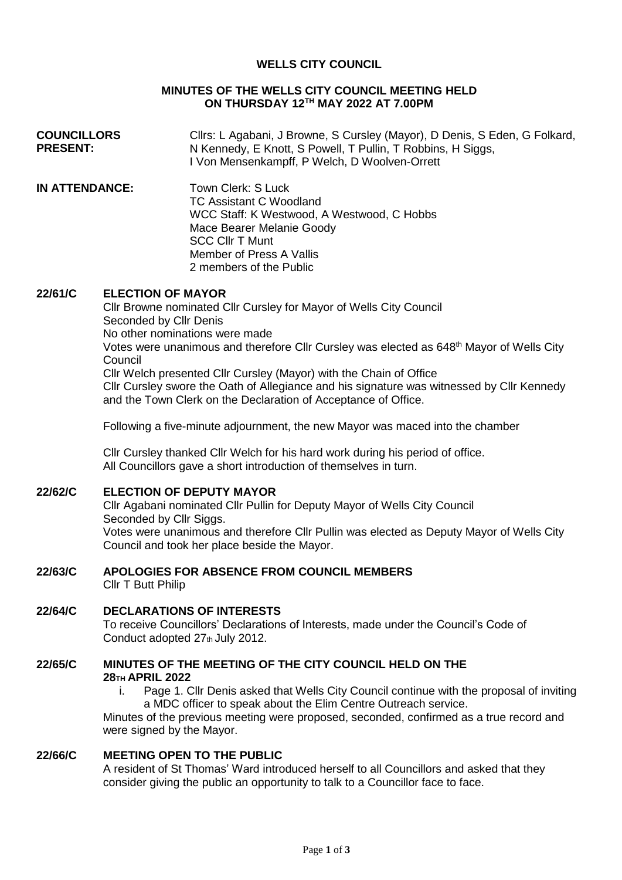# WELLS CITY COUNCIL

## MINUTES OF THE WELLS CITY COUNCIL MEETING HELD ON THURSDAY 12TH MAY 2022 AT 7.00PM

| | |
|---|---|
| **COUNCILLORS PRESENT:** | Cllrs: L Agabani, J Browne, S Cursley (Mayor), D Denis, S Eden, G Folkard, N Kennedy, E Knott, S Powell, T Pullin, T Robbins, H Siggs, I Von Mensenkampff, P Welch, D Woolven-Orrett |
| **IN ATTENDANCE:** | Town Clerk: S Luck<br>TC Assistant C Woodland<br>WCC Staff: K Westwood, A Westwood, C Hobbs<br>Mace Bearer Melanie Goody<br>SCC Cllr T Munt<br>Member of Press A Vallis<br>2 members of the Public |

**22/61/C ELECTION OF MAYOR**

Cllr Browne nominated Cllr Cursley for Mayor of Wells City Council
Seconded by Cllr Denis
No other nominations were made
Votes were unanimous and therefore Cllr Cursley was elected as 648th Mayor of Wells City Council
Cllr Welch presented Cllr Cursley (Mayor) with the Chain of Office
Cllr Cursley swore the Oath of Allegiance and his signature was witnessed by Cllr Kennedy and the Town Clerk on the Declaration of Acceptance of Office.

Following a five-minute adjournment, the new Mayor was maced into the chamber

Cllr Cursley thanked Cllr Welch for his hard work during his period of office.
All Councillors gave a short introduction of themselves in turn.

**22/62/C ELECTION OF DEPUTY MAYOR**

Cllr Agabani nominated Cllr Pullin for Deputy Mayor of Wells City Council
Seconded by Cllr Siggs.
Votes were unanimous and therefore Cllr Pullin was elected as Deputy Mayor of Wells City Council and took her place beside the Mayor.

**22/63/C APOLOGIES FOR ABSENCE FROM COUNCIL MEMBERS**

Cllr T Butt Philip

**22/64/C DECLARATIONS OF INTERESTS**

To receive Councillors' Declarations of Interests, made under the Council's Code of Conduct adopted 27th July 2012.

**22/65/C MINUTES OF THE MEETING OF THE CITY COUNCIL HELD ON THE 28TH APRIL 2022**

i. Page 1. Cllr Denis asked that Wells City Council continue with the proposal of inviting a MDC officer to speak about the Elim Centre Outreach service.

Minutes of the previous meeting were proposed, seconded, confirmed as a true record and were signed by the Mayor.

**22/66/C MEETING OPEN TO THE PUBLIC**

A resident of St Thomas' Ward introduced herself to all Councillors and asked that they consider giving the public an opportunity to talk to a Councillor face to face.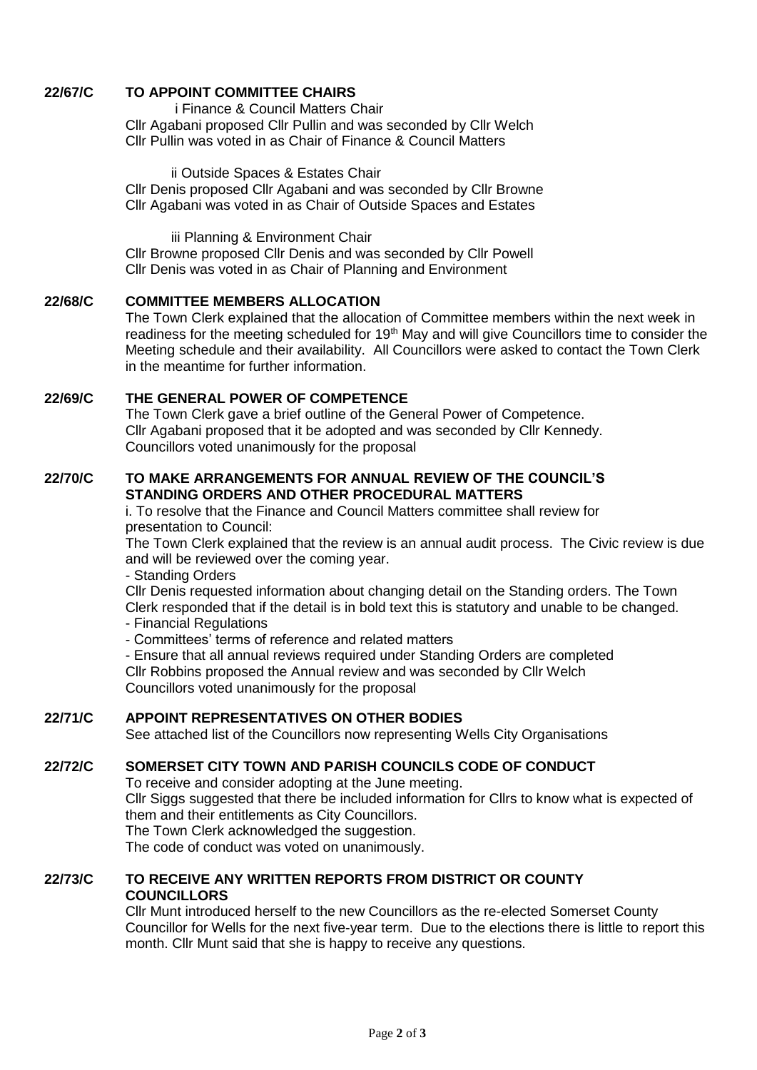**22/67/C TO APPOINT COMMITTEE CHAIRS**

i Finance & Council Matters Chair
Cllr Agabani proposed Cllr Pullin and was seconded by Cllr Welch
Cllr Pullin was voted in as Chair of Finance & Council Matters

ii Outside Spaces & Estates Chair
Cllr Denis proposed Cllr Agabani and was seconded by Cllr Browne
Cllr Agabani was voted in as Chair of Outside Spaces and Estates

iii Planning & Environment Chair
Cllr Browne proposed Cllr Denis and was seconded by Cllr Powell
Cllr Denis was voted in as Chair of Planning and Environment

**22/68/C COMMITTEE MEMBERS ALLOCATION**

The Town Clerk explained that the allocation of Committee members within the next week in readiness for the meeting scheduled for 19th May and will give Councillors time to consider the Meeting schedule and their availability. All Councillors were asked to contact the Town Clerk in the meantime for further information.

**22/69/C THE GENERAL POWER OF COMPETENCE**

The Town Clerk gave a brief outline of the General Power of Competence.
Cllr Agabani proposed that it be adopted and was seconded by Cllr Kennedy.
Councillors voted unanimously for the proposal

**22/70/C TO MAKE ARRANGEMENTS FOR ANNUAL REVIEW OF THE COUNCIL'S STANDING ORDERS AND OTHER PROCEDURAL MATTERS**

i. To resolve that the Finance and Council Matters committee shall review for presentation to Council:
The Town Clerk explained that the review is an annual audit process. The Civic review is due and will be reviewed over the coming year.
- Standing Orders

Cllr Denis requested information about changing detail on the Standing orders. The Town Clerk responded that if the detail is in bold text this is statutory and unable to be changed.
- Financial Regulations
- Committees' terms of reference and related matters
- Ensure that all annual reviews required under Standing Orders are completed

Cllr Robbins proposed the Annual review and was seconded by Cllr Welch
Councillors voted unanimously for the proposal

**22/71/C APPOINT REPRESENTATIVES ON OTHER BODIES**

See attached list of the Councillors now representing Wells City Organisations

**22/72/C SOMERSET CITY TOWN AND PARISH COUNCILS CODE OF CONDUCT**

To receive and consider adopting at the June meeting.
Cllr Siggs suggested that there be included information for Cllrs to know what is expected of them and their entitlements as City Councillors.
The Town Clerk acknowledged the suggestion.
The code of conduct was voted on unanimously.

**22/73/C TO RECEIVE ANY WRITTEN REPORTS FROM DISTRICT OR COUNTY COUNCILLORS**

Cllr Munt introduced herself to the new Councillors as the re-elected Somerset County Councillor for Wells for the next five-year term. Due to the elections there is little to report this month. Cllr Munt said that she is happy to receive any questions.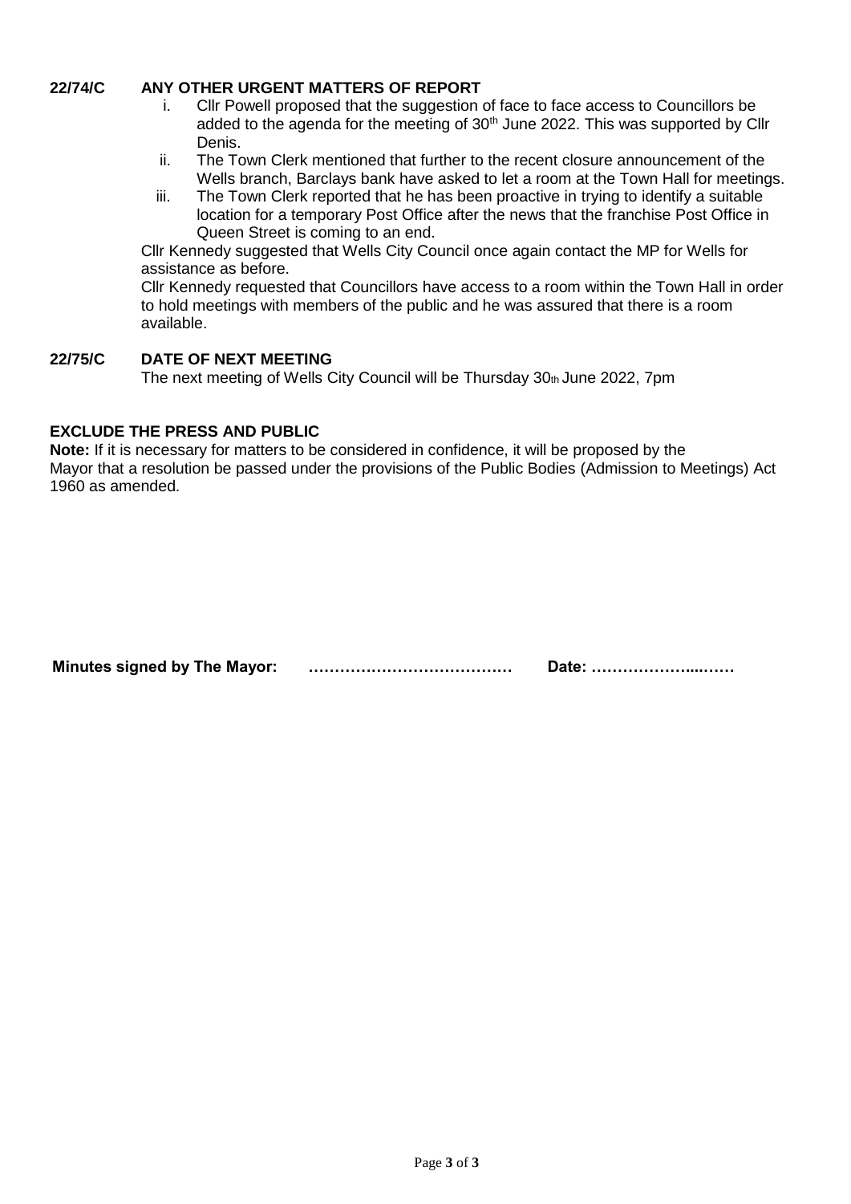**22/74/C ANY OTHER URGENT MATTERS OF REPORT**

i. Cllr Powell proposed that the suggestion of face to face access to Councillors be added to the agenda for the meeting of 30th June 2022. This was supported by Cllr Denis.
ii. The Town Clerk mentioned that further to the recent closure announcement of the Wells branch, Barclays bank have asked to let a room at the Town Hall for meetings.
iii. The Town Clerk reported that he has been proactive in trying to identify a suitable location for a temporary Post Office after the news that the franchise Post Office in Queen Street is coming to an end.

Cllr Kennedy suggested that Wells City Council once again contact the MP for Wells for assistance as before.

Cllr Kennedy requested that Councillors have access to a room within the Town Hall in order to hold meetings with members of the public and he was assured that there is a room available.

**22/75/C DATE OF NEXT MEETING**

The next meeting of Wells City Council will be Thursday 30th June 2022, 7pm

**EXCLUDE THE PRESS AND PUBLIC**

**Note:** If it is necessary for matters to be considered in confidence, it will be proposed by the Mayor that a resolution be passed under the provisions of the Public Bodies (Admission to Meetings) Act 1960 as amended.

**Minutes signed by The Mayor: ………………………………… Date: ………………...……**